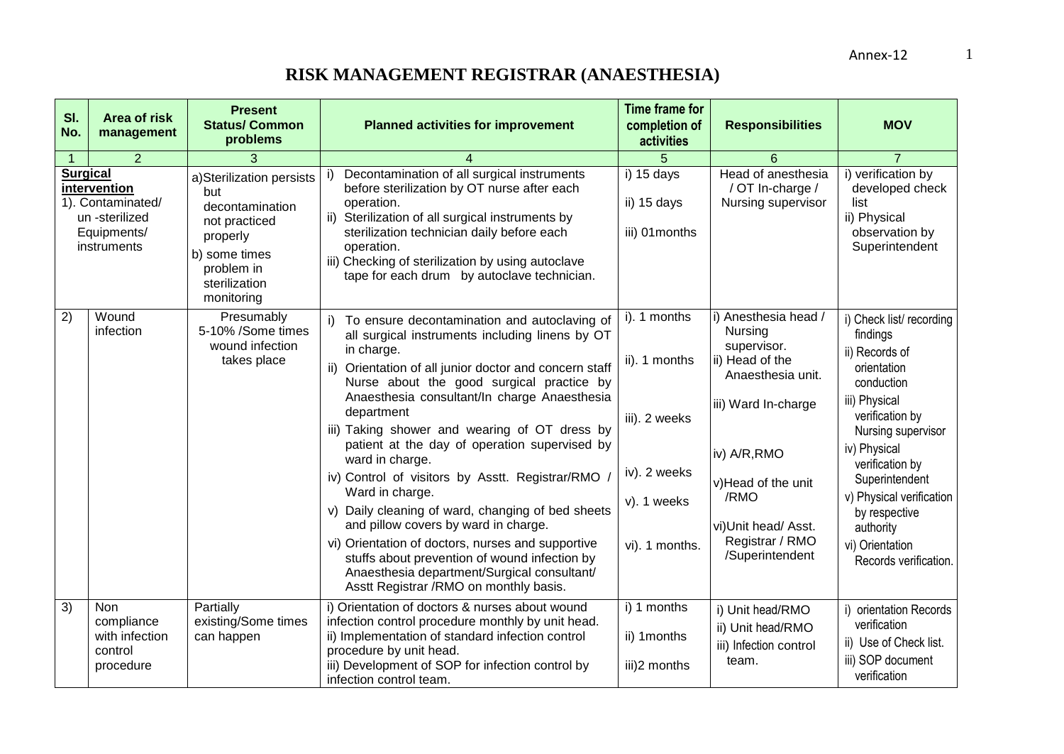Annex-12

# RISK MANAGEMENT REGISTRAR (ANAESTHESIA)

| Sl. No. | Area of risk management | Present Status/ Common problems | Planned activities for improvement | Time frame for completion of activities | Responsibilities | MOV |
|---|---|---|---|---|---|---|
| 1 | 2 | 3 | 4 | 5 | 6 | 7 |
| **Surgical intervention** 1). | Contaminated/ un -sterilized Equipments/ instruments | a)Sterilization persists but decontamination not practiced properly<br>b) some times problem in sterilization monitoring | i) Decontamination of all surgical instruments before sterilization by OT nurse after each operation.<br>ii) Sterilization of all surgical instruments by sterilization technician daily before each operation.<br>iii) Checking of sterilization by using autoclave tape for each drum by autoclave technician. | i) 15 days<br>ii) 15 days<br>iii) 01months | Head of anesthesia / OT In-charge / Nursing supervisor | i) verification by developed check list<br>ii) Physical observation by Superintendent |
| 2) | Wound infection | Presumably 5-10% /Some times wound infection takes place | i) To ensure decontamination and autoclaving of all surgical instruments including linens by OT in charge.<br>ii) Orientation of all junior doctor and concern staff Nurse about the good surgical practice by Anaesthesia consultant/In charge Anaesthesia department<br>iii) Taking shower and wearing of OT dress by patient at the day of operation supervised by ward in charge.<br>iv) Control of visitors by Asstt. Registrar/RMO / Ward in charge.<br>v) Daily cleaning of ward, changing of bed sheets and pillow covers by ward in charge.<br>vi) Orientation of doctors, nurses and supportive stuffs about prevention of wound infection by Anaesthesia department/Surgical consultant/ Asstt Registrar /RMO on monthly basis. | i). 1 months<br>ii). 1 months<br>iii). 2 weeks<br>iv). 2 weeks<br>v). 1 weeks<br>vi). 1 months. | i) Anesthesia head / Nursing supervisor.<br>ii) Head of the Anaesthesia unit.<br>iii) Ward In-charge<br>iv) A/R,RMO<br>v)Head of the unit /RMO<br>vi)Unit head/ Asst. Registrar / RMO /Superintendent | i) Check list/ recording findings<br>ii) Records of orientation conduction<br>iii) Physical verification by Nursing supervisor<br>iv) Physical verification by Superintendent<br>v) Physical verification by respective authority<br>vi) Orientation Records verification. |
| 3) | Non compliance with infection control procedure | Partially existing/Some times can happen | i) Orientation of doctors & nurses about wound infection control procedure monthly by unit head.<br>ii) Implementation of standard infection control procedure by unit head.<br>iii) Development of SOP for infection control by infection control team. | i) 1 months<br>ii) 1months<br>iii)2 months | i) Unit head/RMO<br>ii) Unit head/RMO<br>iii) Infection control team. | i) orientation Records verification<br>ii) Use of Check list.<br>iii) SOP document verification |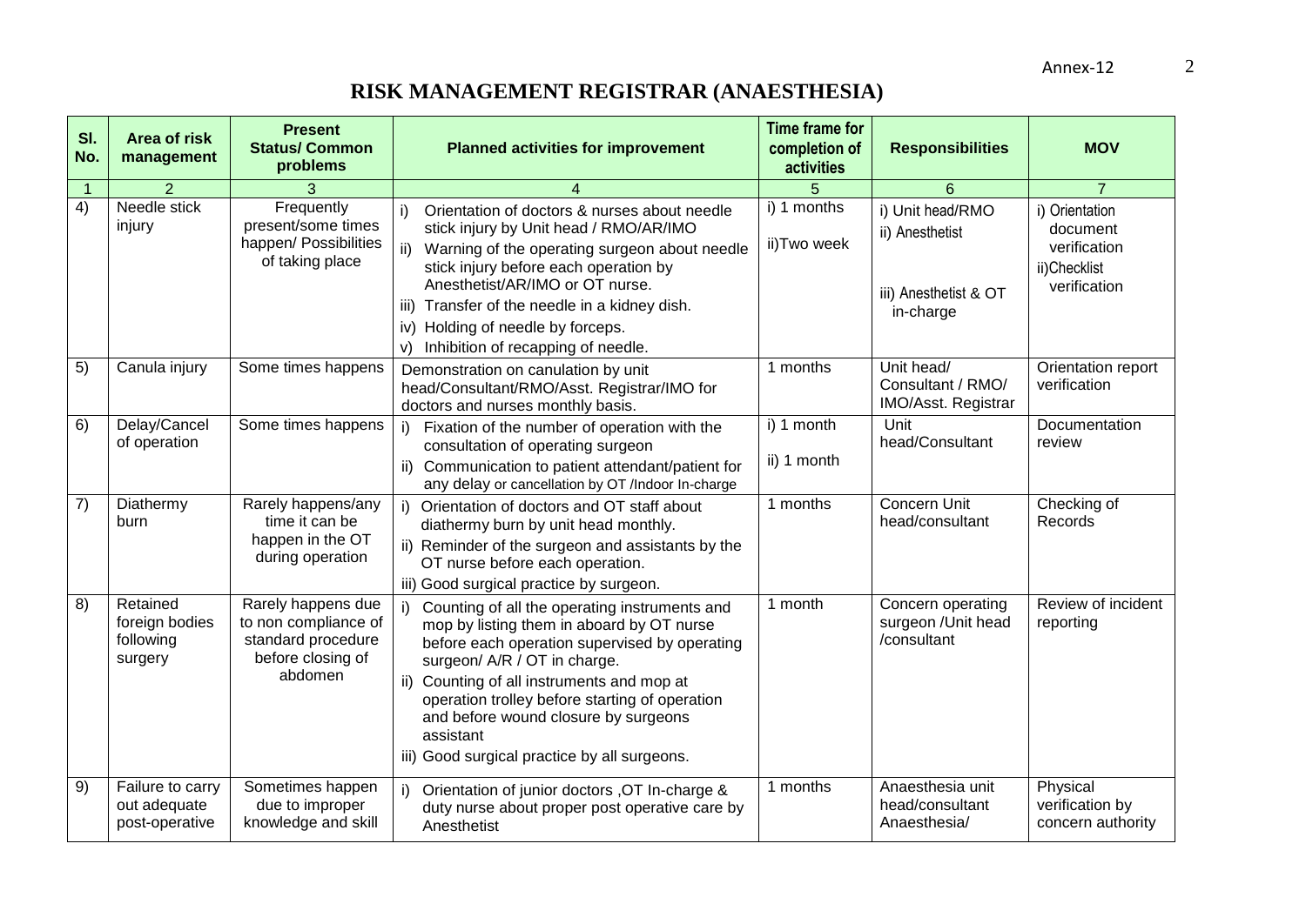# RISK MANAGEMENT REGISTRAR (ANAESTHESIA)

| Sl. No. | Area of risk management | Present Status/ Common problems | Planned activities for improvement | Time frame for completion of activities | Responsibilities | MOV |
|---|---|---|---|---|---|---|
| 1 | 2 | 3 | 4 | 5 | 6 | 7 |
| 4) | Needle stick injury | Frequently present/some times happen/ Possibilities of taking place | i) Orientation of doctors & nurses about needle stick injury by Unit head / RMO/AR/IMO<br>ii) Warning of the operating surgeon about needle stick injury before each operation by Anesthetist/AR/IMO or OT nurse.<br>iii) Transfer of the needle in a kidney dish.<br>iv) Holding of needle by forceps.<br>v) Inhibition of recapping of needle. | i) 1 months<br>ii)Two week | i) Unit head/RMO<br>ii) Anesthetist<br>iii) Anesthetist & OT in-charge | i) Orientation document verification<br>ii)Checklist verification |
| 5) | Canula injury | Some times happens | Demonstration on canulation by unit head/Consultant/RMO/Asst. Registrar/IMO for doctors and nurses monthly basis. | 1 months | Unit head/ Consultant / RMO/ IMO/Asst. Registrar | Orientation report verification |
| 6) | Delay/Cancel of operation | Some times happens | i) Fixation of the number of operation with the consultation of operating surgeon<br>ii) Communication to patient attendant/patient for any delay or cancellation by OT /Indoor In-charge | i) 1 month<br>ii) 1 month | Unit head/Consultant | Documentation review |
| 7) | Diathermy burn | Rarely happens/any time it can be happen in the OT during operation | i) Orientation of doctors and OT staff about diathermy burn by unit head monthly.<br>ii) Reminder of the surgeon and assistants by the OT nurse before each operation.<br>iii) Good surgical practice by surgeon. | 1 months | Concern Unit head/consultant | Checking of Records |
| 8) | Retained foreign bodies following surgery | Rarely happens due to non compliance of standard procedure before closing of abdomen | i) Counting of all the operating instruments and mop by listing them in aboard by OT nurse before each operation supervised by operating surgeon/ A/R / OT in charge.<br>ii) Counting of all instruments and mop at operation trolley before starting of operation and before wound closure by surgeons assistant<br>iii) Good surgical practice by all surgeons. | 1 month | Concern operating surgeon /Unit head /consultant | Review of incident reporting |
| 9) | Failure to carry out adequate post-operative | Sometimes happen due to improper knowledge and skill | i) Orientation of junior doctors ,OT In-charge & duty nurse about proper post operative care by Anesthetist | 1 months | Anaesthesia unit head/consultant Anaesthesia/ | Physical verification by concern authority |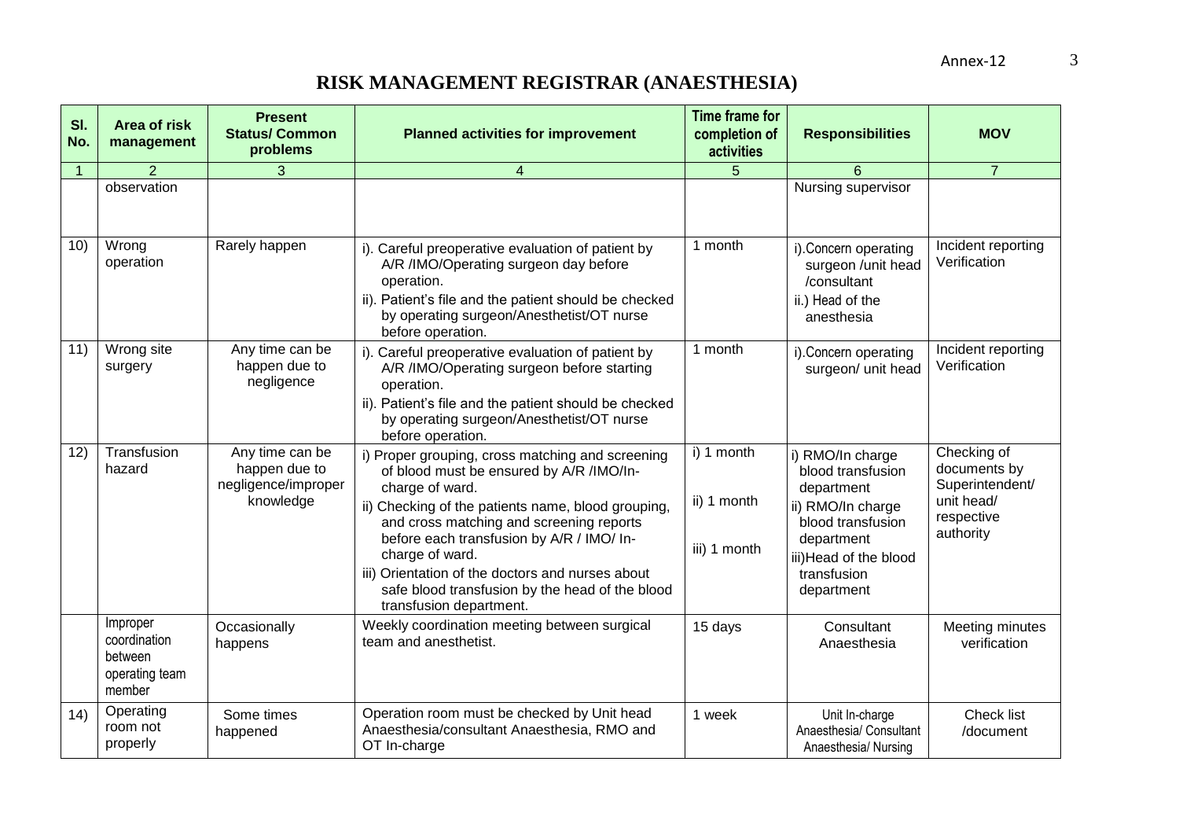# RISK MANAGEMENT REGISTRAR (ANAESTHESIA)

| Sl. No. | Area of risk management | Present Status/ Common problems | Planned activities for improvement | Time frame for completion of activities | Responsibilities | MOV |
|---|---|---|---|---|---|---|
| 1 | 2 | 3 | 4 | 5 | 6 | 7 |
| | observation | | | | Nursing supervisor | |
| 10) | Wrong operation | Rarely happen | i). Careful preoperative evaluation of patient by A/R /IMO/Operating surgeon day before operation.<br>ii). Patient's file and the patient should be checked by operating surgeon/Anesthetist/OT nurse before operation. | 1 month | i).Concern operating surgeon /unit head /consultant<br>ii.) Head of the anesthesia | Incident reporting Verification |
| 11) | Wrong site surgery | Any time can be happen due to negligence | i). Careful preoperative evaluation of patient by A/R /IMO/Operating surgeon before starting operation.<br>ii). Patient's file and the patient should be checked by operating surgeon/Anesthetist/OT nurse before operation. | 1 month | i).Concern operating surgeon/ unit head | Incident reporting Verification |
| 12) | Transfusion hazard | Any time can be happen due to negligence/improper knowledge | i) Proper grouping, cross matching and screening of blood must be ensured by A/R /IMO/In-charge of ward.<br>ii) Checking of the patients name, blood grouping, and cross matching and screening reports before each transfusion by A/R / IMO/ In-charge of ward.<br>iii) Orientation of the doctors and nurses about safe blood transfusion by the head of the blood transfusion department. | i) 1 month<br>ii) 1 month<br>iii) 1 month | i) RMO/In charge blood transfusion department<br>ii) RMO/In charge blood transfusion department<br>iii)Head of the blood transfusion department | Checking of documents by Superintendent/ unit head/ respective authority |
| | Improper coordination between operating team member | Occasionally happens | Weekly coordination meeting between surgical team and anesthetist. | 15 days | Consultant Anaesthesia | Meeting minutes verification |
| 14) | Operating room not properly | Some times happened | Operation room must be checked by Unit head Anaesthesia/consultant Anaesthesia, RMO and OT In-charge | 1 week | Unit In-charge Anaesthesia/ Consultant Anaesthesia/ Nursing | Check list /document |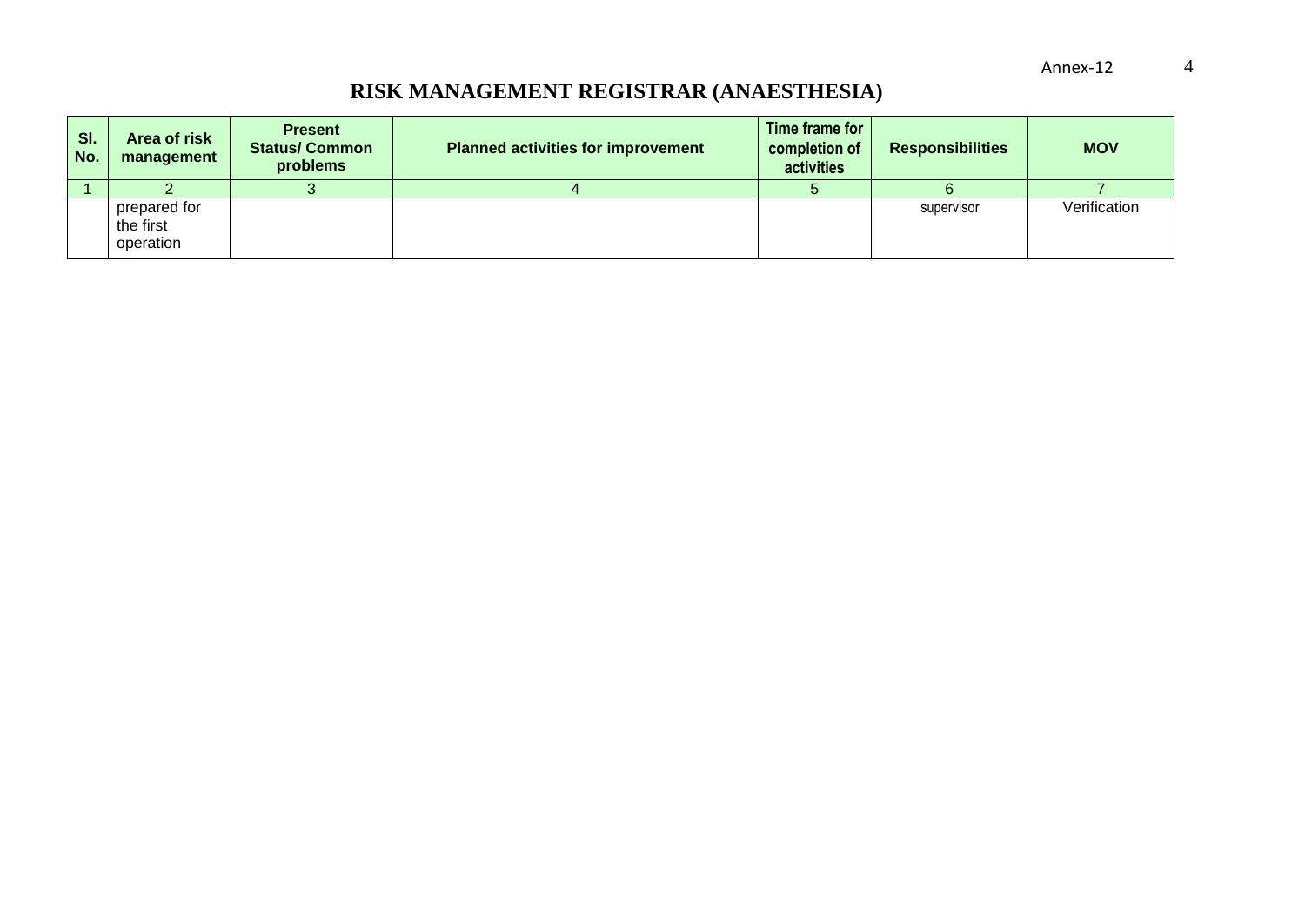# RISK MANAGEMENT REGISTRAR (ANAESTHESIA)

| Sl. No. | Area of risk management | Present Status/ Common problems | Planned activities for improvement | Time frame for completion of activities | Responsibilities | MOV |
|---|---|---|---|---|---|---|
| 1 | 2 | 3 | 4 | 5 | 6 | 7 |
| | prepared for the first operation | | | | supervisor | Verification |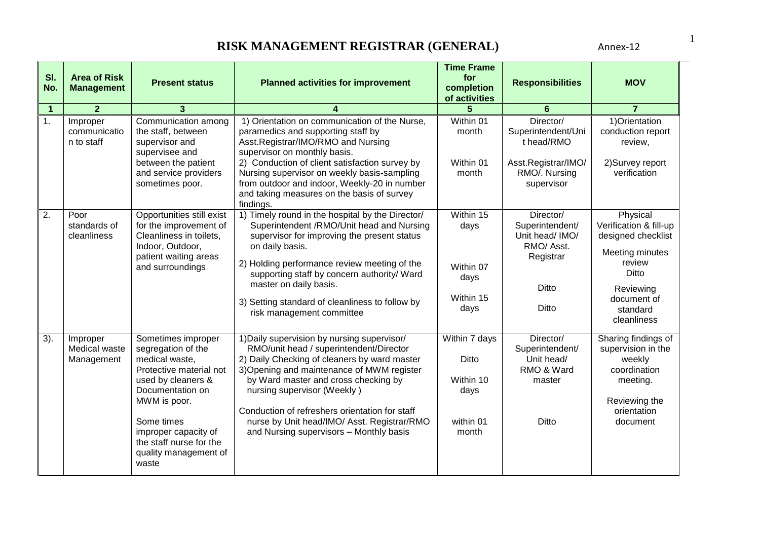# RISK MANAGEMENT REGISTRAR (GENERAL)

Annex-12

| Sl. No. | Area of Risk Management | Present status | Planned activities for improvement | Time Frame for completion of activities | Responsibilities | MOV |
|---|---|---|---|---|---|---|
| 1 | 2 | 3 | 4 | 5 | 6 | 7 |
| 1. | Improper communication to staff | Communication among the staff, between supervisor and supervisee and between the patient and service providers sometimes poor. | 1) Orientation on communication of the Nurse, paramedics and supporting staff by Asst.Registrar/IMO/RMO and Nursing supervisor on monthly basis.<br>2) Conduction of client satisfaction survey by Nursing supervisor on weekly basis-sampling from outdoor and indoor, Weekly-20 in number and taking measures on the basis of survey findings. | Within 01 month<br><br>Within 01 month | Director/ Superintendent/Unit head/RMO<br><br>Asst.Registrar/IMO/ RMO/. Nursing supervisor | 1)Orientation conduction report review,<br><br>2)Survey report verification |
| 2. | Poor standards of cleanliness | Opportunities still exist for the improvement of Cleanliness in toilets, Indoor, Outdoor, patient waiting areas and surroundings | 1) Timely round in the hospital by the Director/ Superintendent /RMO/Unit head and Nursing supervisor for improving the present status on daily basis.<br><br>2) Holding performance review meeting of the supporting staff by concern authority/ Ward master on daily basis.<br><br>3) Setting standard of cleanliness to follow by risk management committee | Within 15 days<br><br>Within 07 days<br><br>Within 15 days | Director/ Superintendent/ Unit head/ IMO/ RMO/ Asst. Registrar<br><br>Ditto<br><br>Ditto | Physical Verification & fill-up designed checklist<br><br>Meeting minutes review<br>Ditto<br><br>Reviewing document of standard cleanliness |
| 3). | Improper Medical waste Management | Sometimes improper segregation of the medical waste, Protective material not used by cleaners & Documentation on MWM is poor.<br><br>Some times improper capacity of the staff nurse for the quality management of waste | 1)Daily supervision by nursing supervisor/ RMO/unit head / superintendent/Director<br>2) Daily Checking of cleaners by ward master<br>3)Opening and maintenance of MWM register by Ward master and cross checking by nursing supervisor (Weekly )<br><br>Conduction of refreshers orientation for staff nurse by Unit head/IMO/ Asst. Registrar/RMO and Nursing supervisors – Monthly basis | Within 7 days<br><br>Ditto<br><br>Within 10 days<br><br>within 01 month | Director/ Superintendent/ Unit head/ RMO & Ward master<br><br>Ditto | Sharing findings of supervision in the weekly coordination meeting.<br><br>Reviewing the orientation document |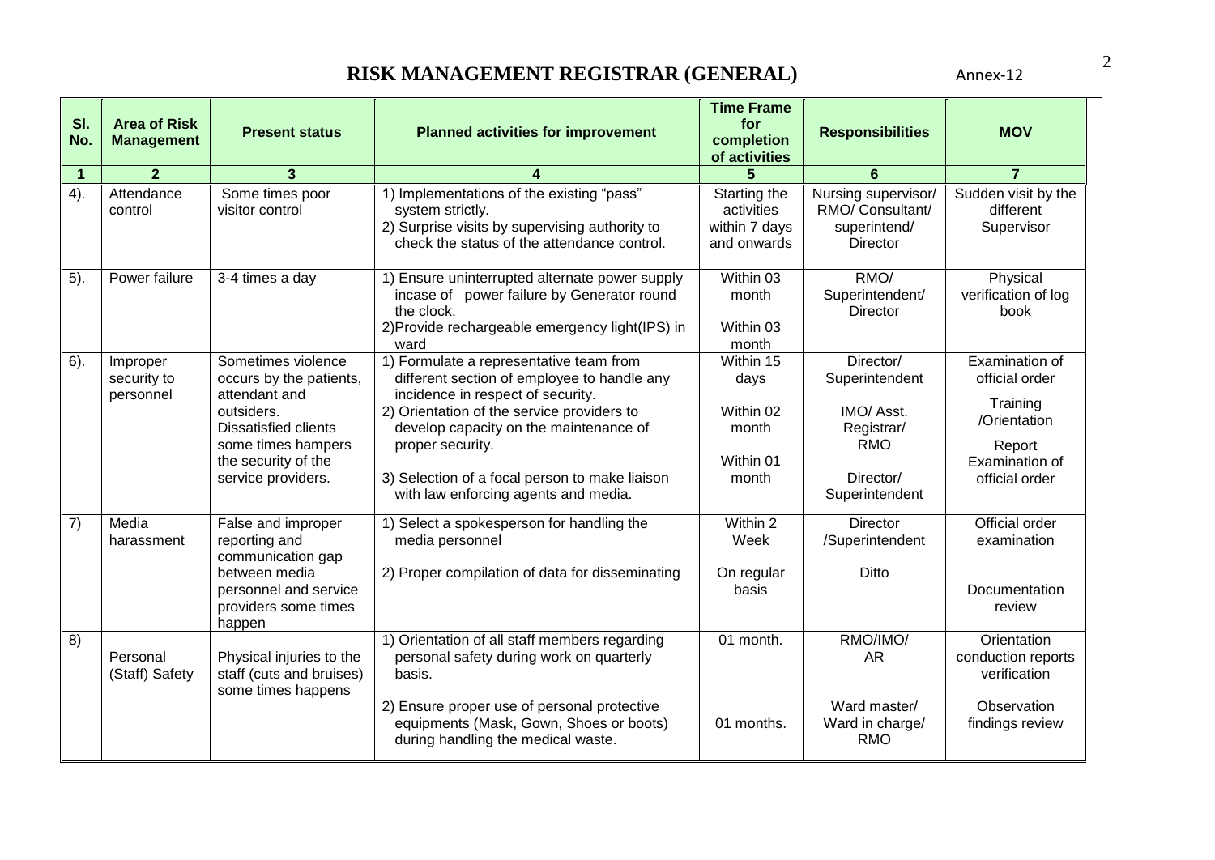# RISK MANAGEMENT REGISTRAR (GENERAL)

Annex-12

| Sl. No. | Area of Risk Management | Present status | Planned activities for improvement | Time Frame for completion of activities | Responsibilities | MOV |
|---|---|---|---|---|---|---|
| 1 | 2 | 3 | 4 | 5 | 6 | 7 |
| 4). | Attendance control | Some times poor visitor control | 1) Implementations of the existing "pass" system strictly.<br>2) Surprise visits by supervising authority to check the status of the attendance control. | Starting the activities within 7 days and onwards | Nursing supervisor/ RMO/ Consultant/ superintend/ Director | Sudden visit by the different Supervisor |
| 5). | Power failure | 3-4 times a day | 1) Ensure uninterrupted alternate power supply incase of power failure by Generator round the clock.<br>2)Provide rechargeable emergency light(IPS) in ward | Within 03 month<br>Within 03 month | RMO/ Superintendent/ Director | Physical verification of log book |
| 6). | Improper security to personnel | Sometimes violence occurs by the patients, attendant and outsiders. Dissatisfied clients some times hampers the security of the service providers. | 1) Formulate a representative team from different section of employee to handle any incidence in respect of security.<br>2) Orientation of the service providers to develop capacity on the maintenance of proper security.<br>3) Selection of a focal person to make liaison with law enforcing agents and media. | Within 15 days<br>Within 02 month<br>Within 01 month | Director/ Superintendent<br>IMO/ Asst. Registrar/ RMO<br>Director/ Superintendent | Examination of official order<br>Training /Orientation Report<br>Examination of official order |
| 7) | Media harassment | False and improper reporting and communication gap between media personnel and service providers some times happen | 1) Select a spokesperson for handling the media personnel<br>2) Proper compilation of data for disseminating | Within 2 Week<br>On regular basis | Director /Superintendent<br>Ditto | Official order examination<br>Documentation review |
| 8) | Personal (Staff) Safety | Physical injuries to the staff (cuts and bruises) some times happens | 1) Orientation of all staff members regarding personal safety during work on quarterly basis.<br>2) Ensure proper use of personal protective equipments (Mask, Gown, Shoes or boots) during handling the medical waste. | 01 month.<br>01 months. | RMO/IMO/ AR<br>Ward master/ Ward in charge/ RMO | Orientation conduction reports verification<br>Observation findings review |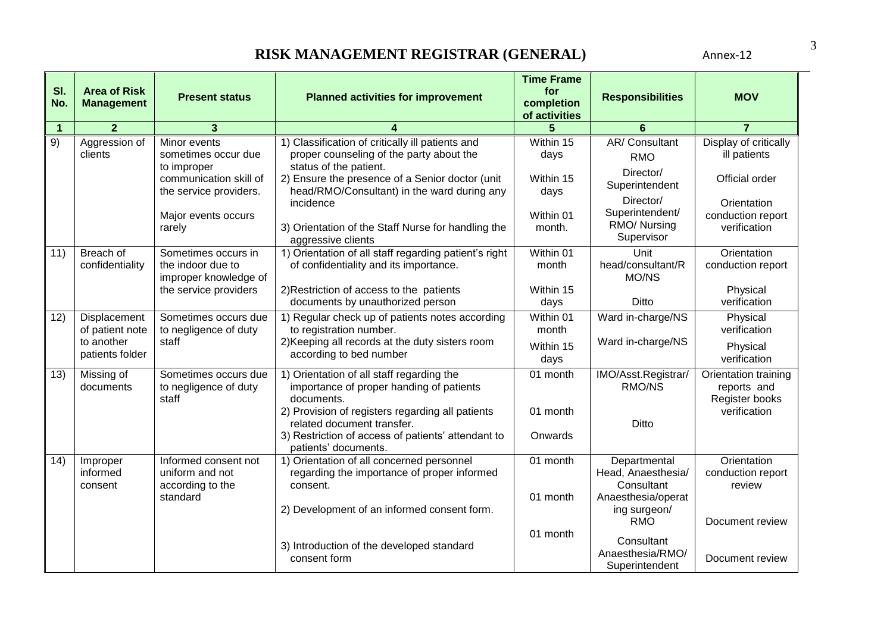# RISK MANAGEMENT REGISTRAR (GENERAL)

Annex-12

| Sl. No. | Area of Risk Management | Present status | Planned activities for improvement | Time Frame for completion of activities | Responsibilities | MOV |
|---|---|---|---|---|---|---|
| 1 | 2 | 3 | 4 | 5 | 6 | 7 |
| 9) | Aggression of clients | Minor events sometimes occur due to improper communication skill of the service providers.<br><br>Major events occurs rarely | 1) Classification of critically ill patients and proper counseling of the party about the status of the patient.<br>2) Ensure the presence of a Senior doctor (unit head/RMO/Consultant) in the ward during any incidence<br>3) Orientation of the Staff Nurse for handling the aggressive clients | Within 15 days<br><br>Within 15 days<br><br>Within 01 month. | AR/ Consultant RMO<br><br>Director/ Superintendent<br><br>Director/ Superintendent/ RMO/ Nursing Supervisor | Display of critically ill patients<br><br>Official order<br><br>Orientation conduction report verification |
| 11) | Breach of confidentiality | Sometimes occurs in the indoor due to improper knowledge of the service providers | 1) Orientation of all staff regarding patient's right of confidentiality and its importance.<br>2)Restriction of access to the patients documents by unauthorized person | Within 01 month<br><br>Within 15 days | Unit head/consultant/RMO/NS<br><br>Ditto | Orientation conduction report<br><br>Physical verification |
| 12) | Displacement of patient note to another patients folder | Sometimes occurs due to negligence of duty staff | 1) Regular check up of patients notes according to registration number.<br>2)Keeping all records at the duty sisters room according to bed number | Within 01 month<br><br>Within 15 days | Ward in-charge/NS<br><br>Ward in-charge/NS | Physical verification<br><br>Physical verification |
| 13) | Missing of documents | Sometimes occurs due to negligence of duty staff | 1) Orientation of all staff regarding the importance of proper handing of patients documents.<br>2) Provision of registers regarding all patients related document transfer.<br>3) Restriction of access of patients' attendant to patients' documents. | 01 month<br><br>01 month<br><br>Onwards | IMO/Asst.Registrar/ RMO/NS<br><br>Ditto | Orientation training reports and Register books verification |
| 14) | Improper informed consent | Informed consent not uniform and not according to the standard | 1) Orientation of all concerned personnel regarding the importance of proper informed consent.<br>2) Development of an informed consent form.<br>3) Introduction of the developed standard consent form | 01 month<br><br>01 month<br><br>01 month | Departmental Head, Anaesthesia/ Consultant<br><br>Anaesthesia/operating surgeon/ RMO<br><br>Consultant Anaesthesia/RMO/ Superintendent | Orientation conduction report review<br><br>Document review<br><br>Document review |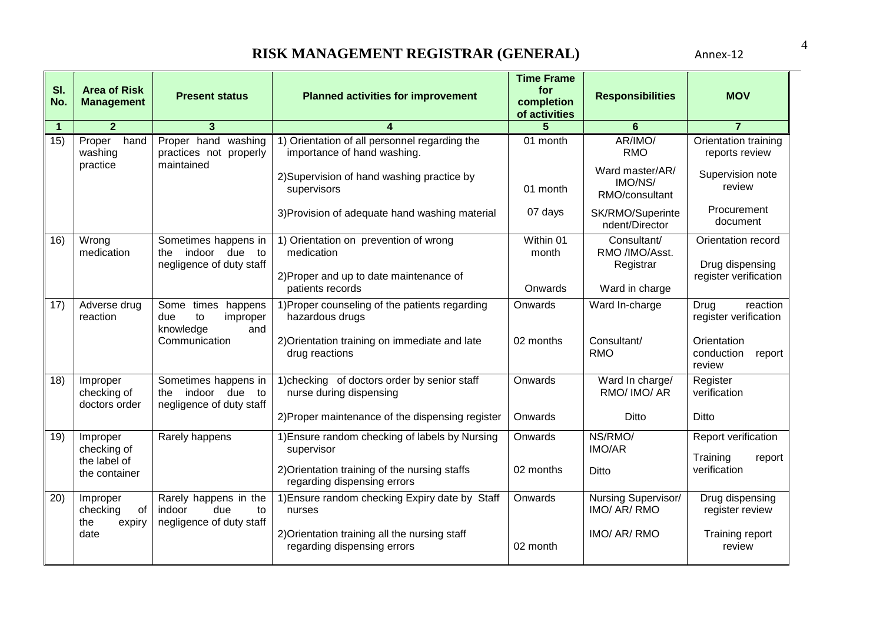# RISK MANAGEMENT REGISTRAR (GENERAL)

Annex-12

| Sl. No. | Area of Risk Management | Present status | Planned activities for improvement | Time Frame for completion of activities | Responsibilities | MOV |
|---|---|---|---|---|---|---|
| 1 | 2 | 3 | 4 | 5 | 6 | 7 |
| 15) | Proper hand washing practice | Proper hand washing practices not properly maintained | 1) Orientation of all personnel regarding the importance of hand washing. | 01 month | AR/IMO/ RMO | Orientation training reports review |
| | | | 2)Supervision of hand washing practice by supervisors | 01 month | Ward master/AR/ IMO/NS/ RMO/consultant | Supervision note review |
| | | | 3)Provision of adequate hand washing material | 07 days | SK/RMO/Superintendent/Director | Procurement document |
| 16) | Wrong medication | Sometimes happens in the indoor due to negligence of duty staff | 1) Orientation on prevention of wrong medication | Within 01 month | Consultant/ RMO /IMO/Asst. Registrar | Orientation record |
| | | | 2)Proper and up to date maintenance of patients records | Onwards | Ward in charge | Drug dispensing register verification |
| 17) | Adverse drug reaction | Some times happens due to improper knowledge and Communication | 1)Proper counseling of the patients regarding hazardous drugs | Onwards | Ward In-charge | Drug reaction register verification |
| | | | 2)Orientation training on immediate and late drug reactions | 02 months | Consultant/ RMO | Orientation conduction report review |
| 18) | Improper checking of doctors order | Sometimes happens in the indoor due to negligence of duty staff | 1)checking of doctors order by senior staff nurse during dispensing | Onwards | Ward In charge/ RMO/ IMO/ AR | Register verification |
| | | | 2)Proper maintenance of the dispensing register | Onwards | Ditto | Ditto |
| 19) | Improper checking of the label of the container | Rarely happens | 1)Ensure random checking of labels by Nursing supervisor | Onwards | NS/RMO/ IMO/AR | Report verification |
| | | | 2)Orientation training of the nursing staffs regarding dispensing errors | 02 months | Ditto | Training report verification |
| 20) | Improper checking of the expiry date | Rarely happens in the indoor due to negligence of duty staff | 1)Ensure random checking Expiry date by Staff nurses | Onwards | Nursing Supervisor/ IMO/ AR/ RMO | Drug dispensing register review |
| | | | 2)Orientation training all the nursing staff regarding dispensing errors | 02 month | IMO/ AR/ RMO | Training report review |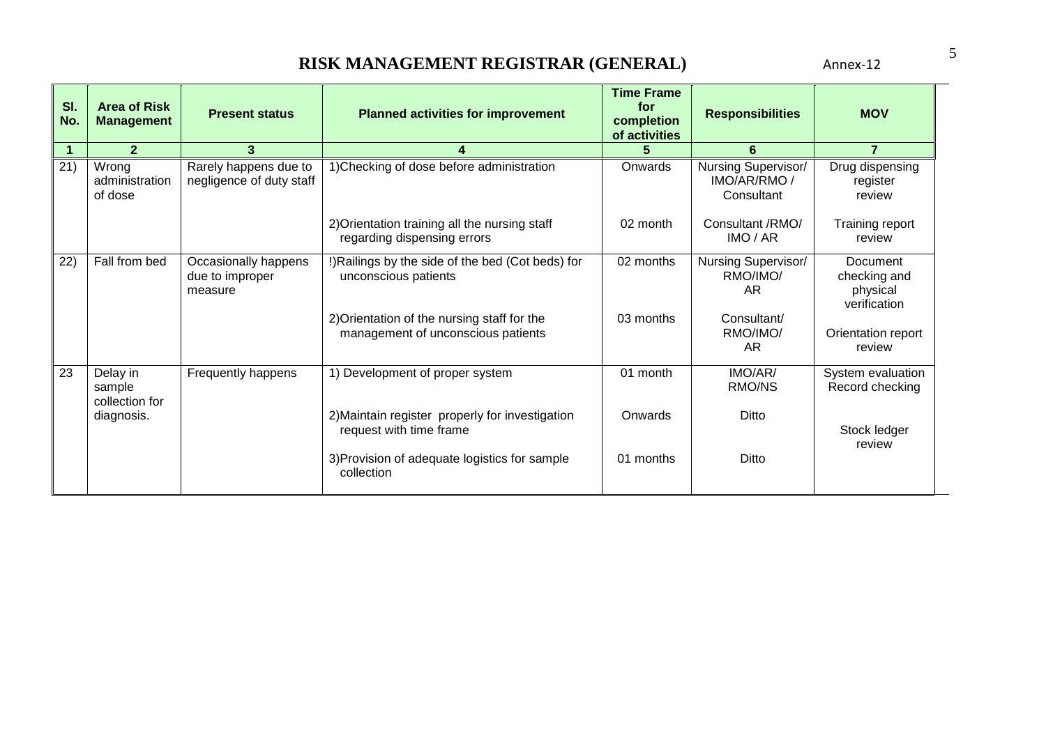# RISK MANAGEMENT REGISTRAR (GENERAL)

Annex-12

| Sl. No. | Area of Risk Management | Present status | Planned activities for improvement | Time Frame for completion of activities | Responsibilities | MOV |
|---|---|---|---|---|---|---|
| 1 | 2 | 3 | 4 | 5 | 6 | 7 |
| 21) | Wrong administration of dose | Rarely happens due to negligence of duty staff | 1)Checking of dose before administration | Onwards | Nursing Supervisor/ IMO/AR/RMO / Consultant | Drug dispensing register review |
| | | | 2)Orientation training all the nursing staff regarding dispensing errors | 02 month | Consultant /RMO/ IMO / AR | Training report review |
| 22) | Fall from bed | Occasionally happens due to improper measure | !)Railings by the side of the bed (Cot beds) for unconscious patients | 02 months | Nursing Supervisor/ RMO/IMO/ AR | Document checking and physical verification |
| | | | 2)Orientation of the nursing staff for the management of unconscious patients | 03 months | Consultant/ RMO/IMO/ AR | Orientation report review |
| 23 | Delay in sample collection for diagnosis. | Frequently happens | 1) Development of proper system | 01 month | IMO/AR/ RMO/NS | System evaluation Record checking |
| | | | 2)Maintain register properly for investigation request with time frame | Onwards | Ditto | Stock ledger review |
| | | | 3)Provision of adequate logistics for sample collection | 01 months | Ditto | |